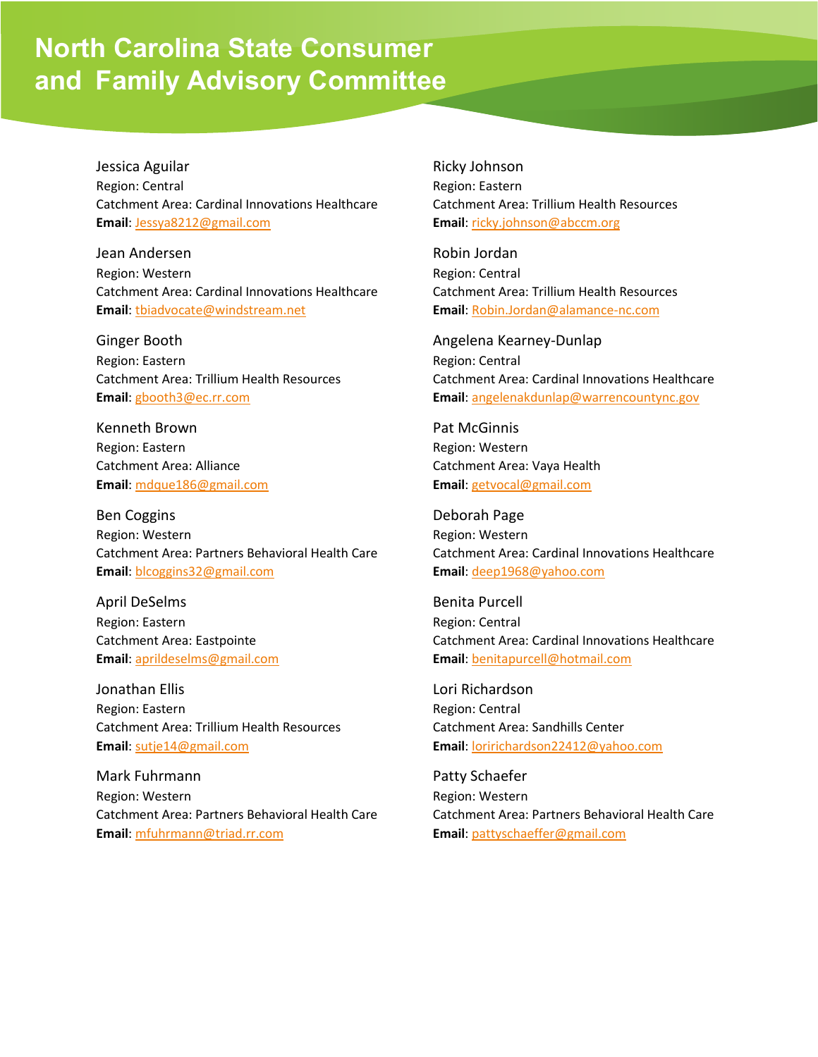# North Carolina State Consumer and Family Advisory Committee

Jessica Aguilar
Region: Central
Catchment Area: Cardinal Innovations Healthcare
**Email**: Jessya8212@gmail.com

Jean Andersen
Region: Western
Catchment Area: Cardinal Innovations Healthcare
**Email**: tbiadvocate@windstream.net

Ginger Booth
Region: Eastern
Catchment Area: Trillium Health Resources
**Email**: gbooth3@ec.rr.com

Kenneth Brown
Region: Eastern
Catchment Area: Alliance
**Email**: mdque186@gmail.com

Ben Coggins
Region: Western
Catchment Area: Partners Behavioral Health Care
**Email**: blcoggins32@gmail.com

April DeSelms
Region: Eastern
Catchment Area: Eastpointe
**Email**: aprildeselms@gmail.com

Jonathan Ellis
Region: Eastern
Catchment Area: Trillium Health Resources
**Email**: sutje14@gmail.com

Mark Fuhrmann
Region: Western
Catchment Area: Partners Behavioral Health Care
**Email**: mfuhrmann@triad.rr.com

Ricky Johnson
Region: Eastern
Catchment Area: Trillium Health Resources
**Email**: ricky.johnson@abccm.org

Robin Jordan
Region: Central
Catchment Area: Trillium Health Resources
**Email**: Robin.Jordan@alamance-nc.com

Angelena Kearney-Dunlap
Region: Central
Catchment Area: Cardinal Innovations Healthcare
**Email**: angelenakdunlap@warrencountync.gov

Pat McGinnis
Region: Western
Catchment Area: Vaya Health
**Email**: getvocal@gmail.com

Deborah Page
Region: Western
Catchment Area: Cardinal Innovations Healthcare
**Email**: deep1968@yahoo.com

Benita Purcell
Region: Central
Catchment Area: Cardinal Innovations Healthcare
**Email**: benitapurcell@hotmail.com

Lori Richardson
Region: Central
Catchment Area: Sandhills Center
**Email**: loririchardson22412@yahoo.com

Patty Schaefer
Region: Western
Catchment Area: Partners Behavioral Health Care
**Email**: pattyschaeffer@gmail.com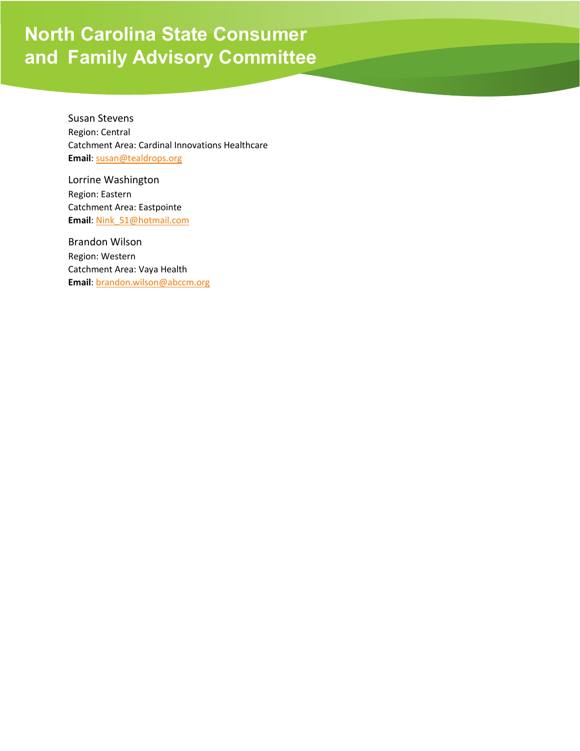# North Carolina State Consumer and Family Advisory Committee

Susan Stevens
Region: Central
Catchment Area: Cardinal Innovations Healthcare
**Email**: susan@tealdrops.org

Lorrine Washington
Region: Eastern
Catchment Area: Eastpointe
**Email**: Nink_51@hotmail.com

Brandon Wilson
Region: Western
Catchment Area: Vaya Health
**Email**: brandon.wilson@abccm.org